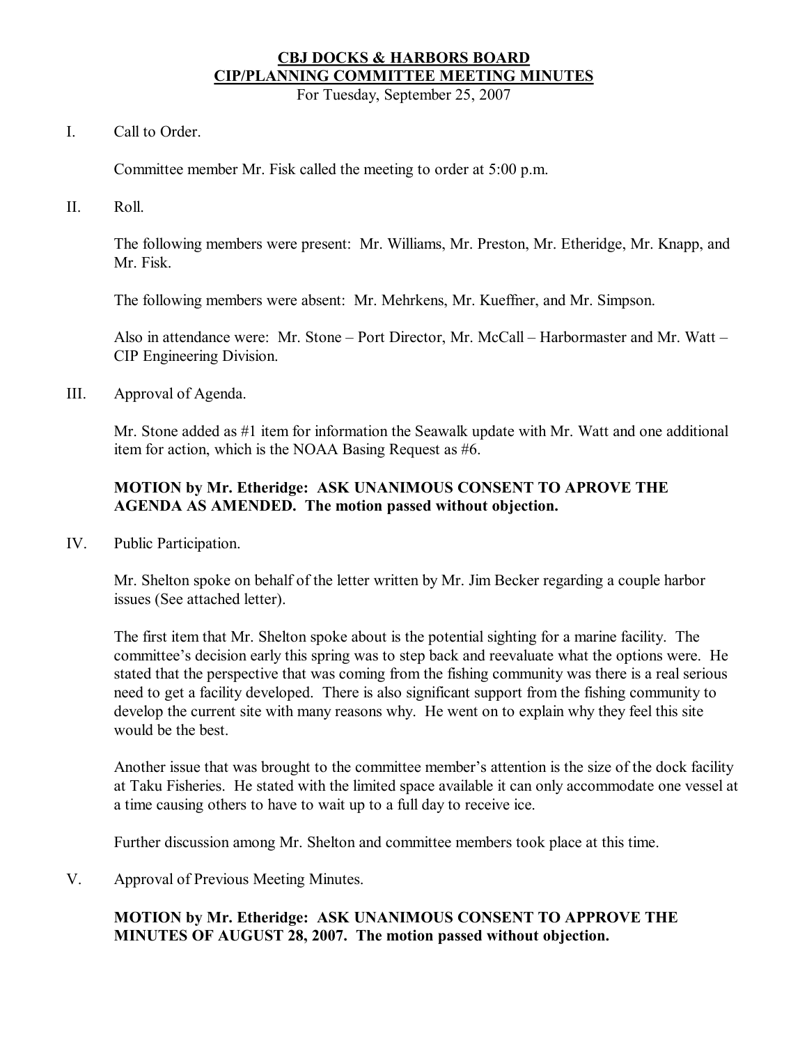# CBJ DOCKS & HARBORS BOARD
# CIP/PLANNING COMMITTEE MEETING MINUTES

For Tuesday, September 25, 2007

I. Call to Order.

Committee member Mr. Fisk called the meeting to order at 5:00 p.m.

II. Roll.

The following members were present: Mr. Williams, Mr. Preston, Mr. Etheridge, Mr. Knapp, and Mr. Fisk.

The following members were absent: Mr. Mehrkens, Mr. Kueffner, and Mr. Simpson.

Also in attendance were: Mr. Stone – Port Director, Mr. McCall – Harbormaster and Mr. Watt – CIP Engineering Division.

III. Approval of Agenda.

Mr. Stone added as #1 item for information the Seawalk update with Mr. Watt and one additional item for action, which is the NOAA Basing Request as #6.

**MOTION by Mr. Etheridge: ASK UNANIMOUS CONSENT TO APROVE THE AGENDA AS AMENDED. The motion passed without objection.**

IV. Public Participation.

Mr. Shelton spoke on behalf of the letter written by Mr. Jim Becker regarding a couple harbor issues (See attached letter).

The first item that Mr. Shelton spoke about is the potential sighting for a marine facility. The committee's decision early this spring was to step back and reevaluate what the options were. He stated that the perspective that was coming from the fishing community was there is a real serious need to get a facility developed. There is also significant support from the fishing community to develop the current site with many reasons why. He went on to explain why they feel this site would be the best.

Another issue that was brought to the committee member's attention is the size of the dock facility at Taku Fisheries. He stated with the limited space available it can only accommodate one vessel at a time causing others to have to wait up to a full day to receive ice.

Further discussion among Mr. Shelton and committee members took place at this time.

V. Approval of Previous Meeting Minutes.

**MOTION by Mr. Etheridge: ASK UNANIMOUS CONSENT TO APPROVE THE MINUTES OF AUGUST 28, 2007. The motion passed without objection.**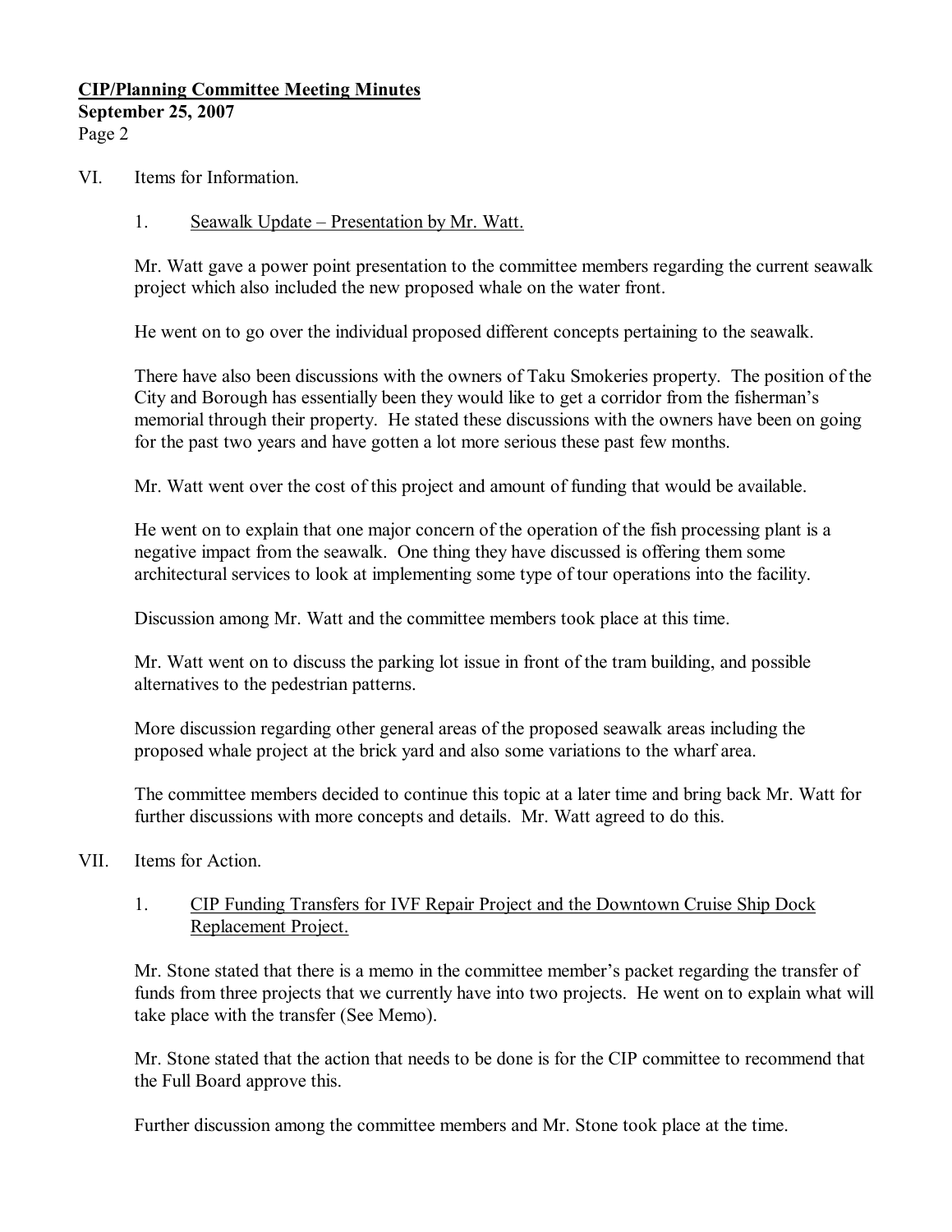VI. Items for Information.

1. Seawalk Update – Presentation by Mr. Watt.

Mr. Watt gave a power point presentation to the committee members regarding the current seawalk project which also included the new proposed whale on the water front.

He went on to go over the individual proposed different concepts pertaining to the seawalk.

There have also been discussions with the owners of Taku Smokeries property. The position of the City and Borough has essentially been they would like to get a corridor from the fisherman's memorial through their property. He stated these discussions with the owners have been on going for the past two years and have gotten a lot more serious these past few months.

Mr. Watt went over the cost of this project and amount of funding that would be available.

He went on to explain that one major concern of the operation of the fish processing plant is a negative impact from the seawalk. One thing they have discussed is offering them some architectural services to look at implementing some type of tour operations into the facility.

Discussion among Mr. Watt and the committee members took place at this time.

Mr. Watt went on to discuss the parking lot issue in front of the tram building, and possible alternatives to the pedestrian patterns.

More discussion regarding other general areas of the proposed seawalk areas including the proposed whale project at the brick yard and also some variations to the wharf area.

The committee members decided to continue this topic at a later time and bring back Mr. Watt for further discussions with more concepts and details. Mr. Watt agreed to do this.

VII. Items for Action.

1. CIP Funding Transfers for IVF Repair Project and the Downtown Cruise Ship Dock Replacement Project.

Mr. Stone stated that there is a memo in the committee member's packet regarding the transfer of funds from three projects that we currently have into two projects. He went on to explain what will take place with the transfer (See Memo).

Mr. Stone stated that the action that needs to be done is for the CIP committee to recommend that the Full Board approve this.

Further discussion among the committee members and Mr. Stone took place at the time.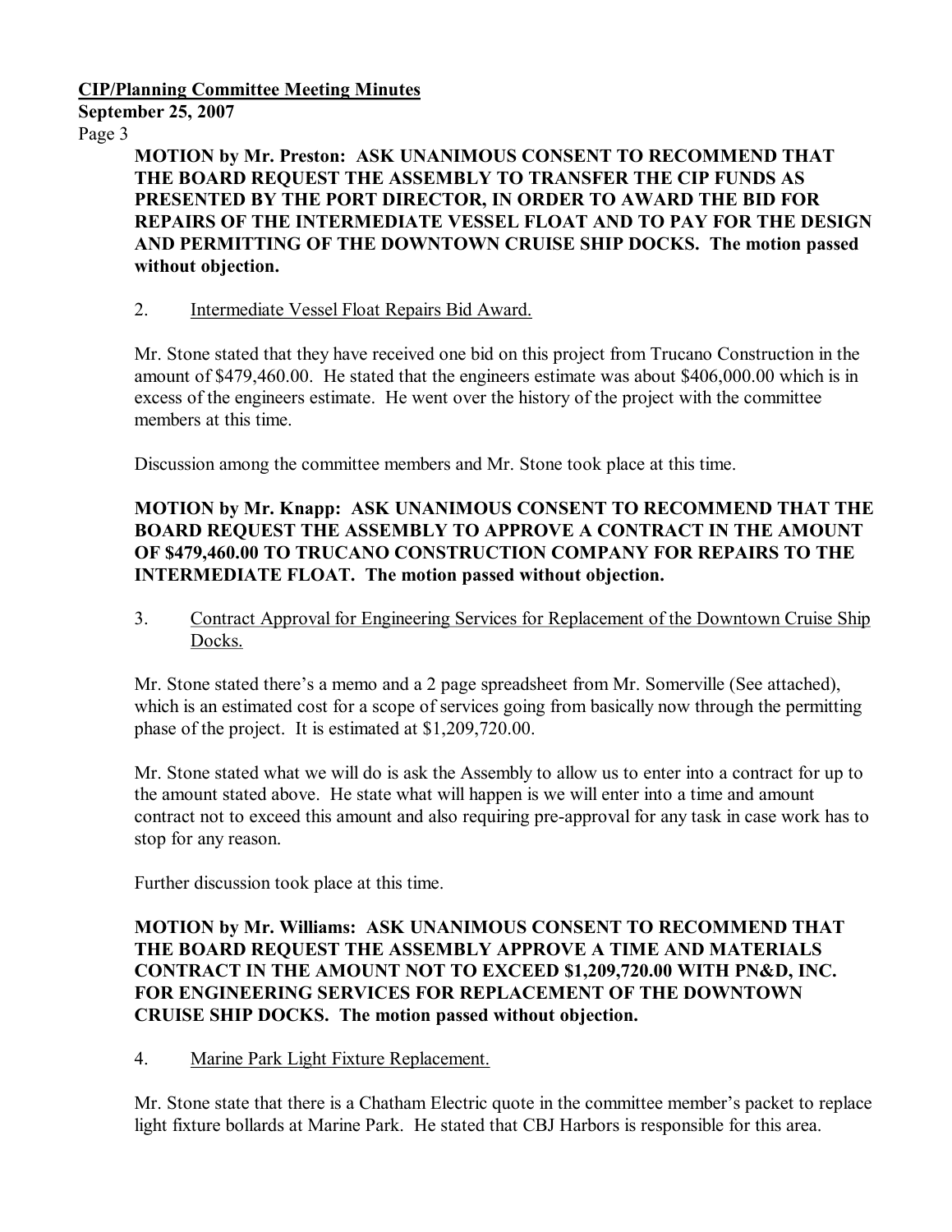**MOTION by Mr. Preston: ASK UNANIMOUS CONSENT TO RECOMMEND THAT THE BOARD REQUEST THE ASSEMBLY TO TRANSFER THE CIP FUNDS AS PRESENTED BY THE PORT DIRECTOR, IN ORDER TO AWARD THE BID FOR REPAIRS OF THE INTERMEDIATE VESSEL FLOAT AND TO PAY FOR THE DESIGN AND PERMITTING OF THE DOWNTOWN CRUISE SHIP DOCKS. The motion passed without objection.**

2. Intermediate Vessel Float Repairs Bid Award.

Mr. Stone stated that they have received one bid on this project from Trucano Construction in the amount of $479,460.00. He stated that the engineers estimate was about $406,000.00 which is in excess of the engineers estimate. He went over the history of the project with the committee members at this time.

Discussion among the committee members and Mr. Stone took place at this time.

**MOTION by Mr. Knapp: ASK UNANIMOUS CONSENT TO RECOMMEND THAT THE BOARD REQUEST THE ASSEMBLY TO APPROVE A CONTRACT IN THE AMOUNT OF $479,460.00 TO TRUCANO CONSTRUCTION COMPANY FOR REPAIRS TO THE INTERMEDIATE FLOAT. The motion passed without objection.**

3. Contract Approval for Engineering Services for Replacement of the Downtown Cruise Ship Docks.

Mr. Stone stated there's a memo and a 2 page spreadsheet from Mr. Somerville (See attached), which is an estimated cost for a scope of services going from basically now through the permitting phase of the project. It is estimated at $1,209,720.00.

Mr. Stone stated what we will do is ask the Assembly to allow us to enter into a contract for up to the amount stated above. He state what will happen is we will enter into a time and amount contract not to exceed this amount and also requiring pre-approval for any task in case work has to stop for any reason.

Further discussion took place at this time.

**MOTION by Mr. Williams: ASK UNANIMOUS CONSENT TO RECOMMEND THAT THE BOARD REQUEST THE ASSEMBLY APPROVE A TIME AND MATERIALS CONTRACT IN THE AMOUNT NOT TO EXCEED $1,209,720.00 WITH PN&D, INC. FOR ENGINEERING SERVICES FOR REPLACEMENT OF THE DOWNTOWN CRUISE SHIP DOCKS. The motion passed without objection.**

4. Marine Park Light Fixture Replacement.

Mr. Stone state that there is a Chatham Electric quote in the committee member's packet to replace light fixture bollards at Marine Park. He stated that CBJ Harbors is responsible for this area.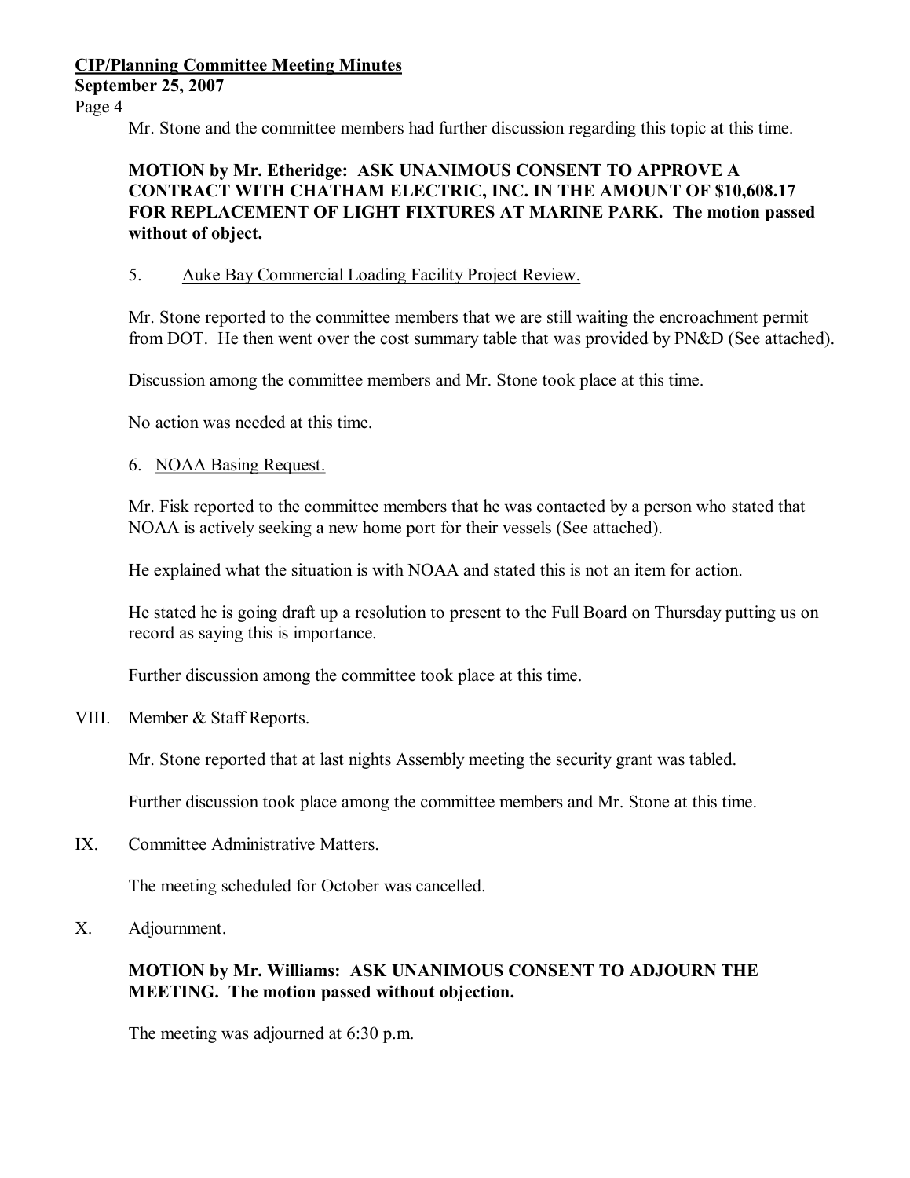Mr. Stone and the committee members had further discussion regarding this topic at this time.

**MOTION by Mr. Etheridge: ASK UNANIMOUS CONSENT TO APPROVE A CONTRACT WITH CHATHAM ELECTRIC, INC. IN THE AMOUNT OF $10,608.17 FOR REPLACEMENT OF LIGHT FIXTURES AT MARINE PARK. The motion passed without of object.**

5. Auke Bay Commercial Loading Facility Project Review.

Mr. Stone reported to the committee members that we are still waiting the encroachment permit from DOT. He then went over the cost summary table that was provided by PN&D (See attached).

Discussion among the committee members and Mr. Stone took place at this time.

No action was needed at this time.

6. NOAA Basing Request.

Mr. Fisk reported to the committee members that he was contacted by a person who stated that NOAA is actively seeking a new home port for their vessels (See attached).

He explained what the situation is with NOAA and stated this is not an item for action.

He stated he is going draft up a resolution to present to the Full Board on Thursday putting us on record as saying this is importance.

Further discussion among the committee took place at this time.

VIII. Member & Staff Reports.

Mr. Stone reported that at last nights Assembly meeting the security grant was tabled.

Further discussion took place among the committee members and Mr. Stone at this time.

IX. Committee Administrative Matters.

The meeting scheduled for October was cancelled.

X. Adjournment.

**MOTION by Mr. Williams: ASK UNANIMOUS CONSENT TO ADJOURN THE MEETING. The motion passed without objection.**

The meeting was adjourned at 6:30 p.m.